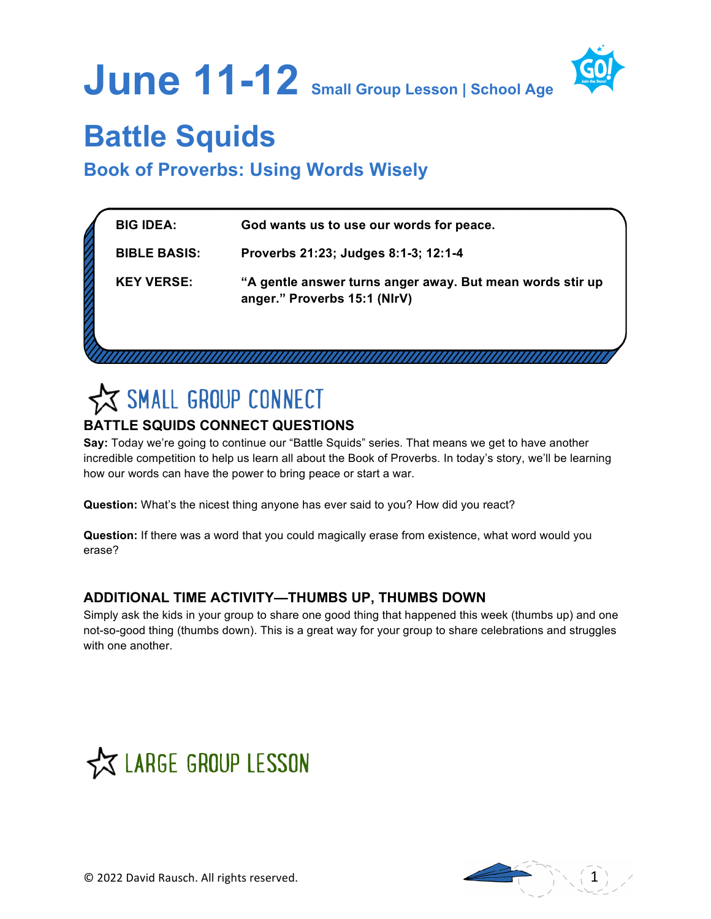# June 11-12 Small Group Lesson | School Age

# Battle Squids

## Book of Proverbs: Using Words Wisely

| | |
|---|---|
| **BIG IDEA:** | **God wants us to use our words for peace.** |
| **BIBLE BASIS:** | **Proverbs 21:23; Judges 8:1-3; 12:1-4** |
| **KEY VERSE:** | **"A gentle answer turns anger away. But mean words stir up anger." Proverbs 15:1 (NIrV)** |

## SMALL GROUP CONNECT

### BATTLE SQUIDS CONNECT QUESTIONS

**Say:** Today we're going to continue our "Battle Squids" series. That means we get to have another incredible competition to help us learn all about the Book of Proverbs. In today's story, we'll be learning how our words can have the power to bring peace or start a war.

**Question:** What's the nicest thing anyone has ever said to you? How did you react?

**Question:** If there was a word that you could magically erase from existence, what word would you erase?

### ADDITIONAL TIME ACTIVITY—THUMBS UP, THUMBS DOWN

Simply ask the kids in your group to share one good thing that happened this week (thumbs up) and one not-so-good thing (thumbs down). This is a great way for your group to share celebrations and struggles with one another.

## LARGE GROUP LESSON

© 2022 David Rausch. All rights reserved.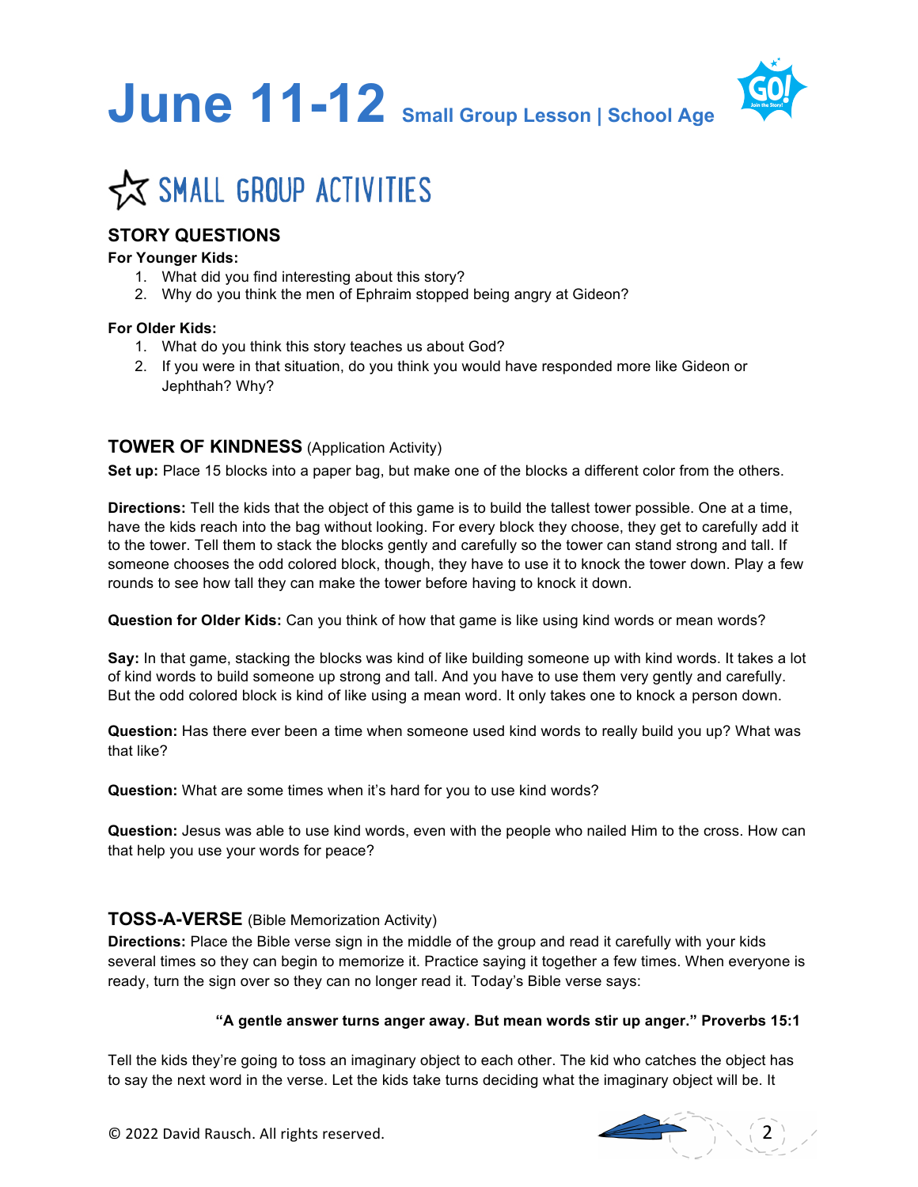# June 11-12 Small Group Lesson | School Age

## SMALL GROUP ACTIVITIES

### STORY QUESTIONS

**For Younger Kids:**

1. What did you find interesting about this story?
2. Why do you think the men of Ephraim stopped being angry at Gideon?

**For Older Kids:**

1. What do you think this story teaches us about God?
2. If you were in that situation, do you think you would have responded more like Gideon or Jephthah? Why?

### TOWER OF KINDNESS (Application Activity)

**Set up:** Place 15 blocks into a paper bag, but make one of the blocks a different color from the others.

**Directions:** Tell the kids that the object of this game is to build the tallest tower possible. One at a time, have the kids reach into the bag without looking. For every block they choose, they get to carefully add it to the tower. Tell them to stack the blocks gently and carefully so the tower can stand strong and tall. If someone chooses the odd colored block, though, they have to use it to knock the tower down. Play a few rounds to see how tall they can make the tower before having to knock it down.

**Question for Older Kids:** Can you think of how that game is like using kind words or mean words?

**Say:** In that game, stacking the blocks was kind of like building someone up with kind words. It takes a lot of kind words to build someone up strong and tall. And you have to use them very gently and carefully. But the odd colored block is kind of like using a mean word. It only takes one to knock a person down.

**Question:** Has there ever been a time when someone used kind words to really build you up? What was that like?

**Question:** What are some times when it's hard for you to use kind words?

**Question:** Jesus was able to use kind words, even with the people who nailed Him to the cross. How can that help you use your words for peace?

### TOSS-A-VERSE (Bible Memorization Activity)

**Directions:** Place the Bible verse sign in the middle of the group and read it carefully with your kids several times so they can begin to memorize it. Practice saying it together a few times. When everyone is ready, turn the sign over so they can no longer read it. Today's Bible verse says:

**"A gentle answer turns anger away. But mean words stir up anger." Proverbs 15:1**

Tell the kids they're going to toss an imaginary object to each other. The kid who catches the object has to say the next word in the verse. Let the kids take turns deciding what the imaginary object will be. It

© 2022 David Rausch. All rights reserved.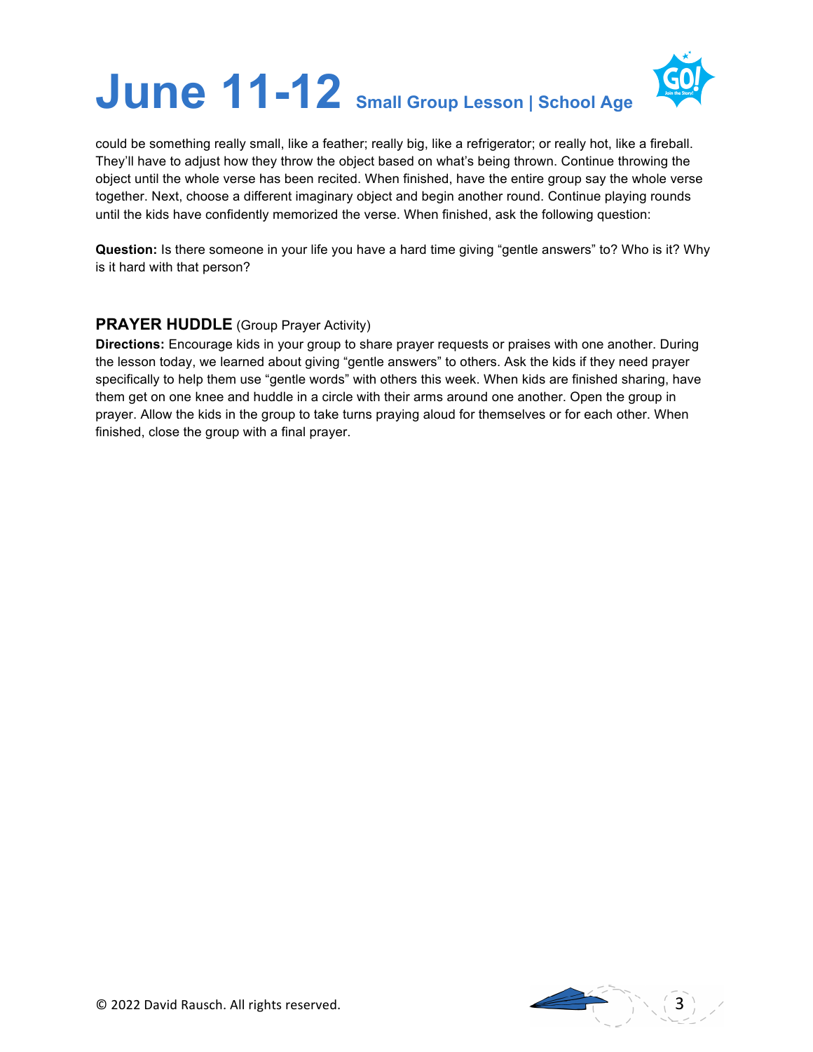could be something really small, like a feather; really big, like a refrigerator; or really hot, like a fireball. They'll have to adjust how they throw the object based on what's being thrown. Continue throwing the object until the whole verse has been recited. When finished, have the entire group say the whole verse together. Next, choose a different imaginary object and begin another round. Continue playing rounds until the kids have confidently memorized the verse. When finished, ask the following question:

**Question:** Is there someone in your life you have a hard time giving "gentle answers" to? Who is it? Why is it hard with that person?

## PRAYER HUDDLE (Group Prayer Activity)

**Directions:** Encourage kids in your group to share prayer requests or praises with one another. During the lesson today, we learned about giving "gentle answers" to others. Ask the kids if they need prayer specifically to help them use "gentle words" with others this week. When kids are finished sharing, have them get on one knee and huddle in a circle with their arms around one another. Open the group in prayer. Allow the kids in the group to take turns praying aloud for themselves or for each other. When finished, close the group with a final prayer.

© 2022 David Rausch. All rights reserved.